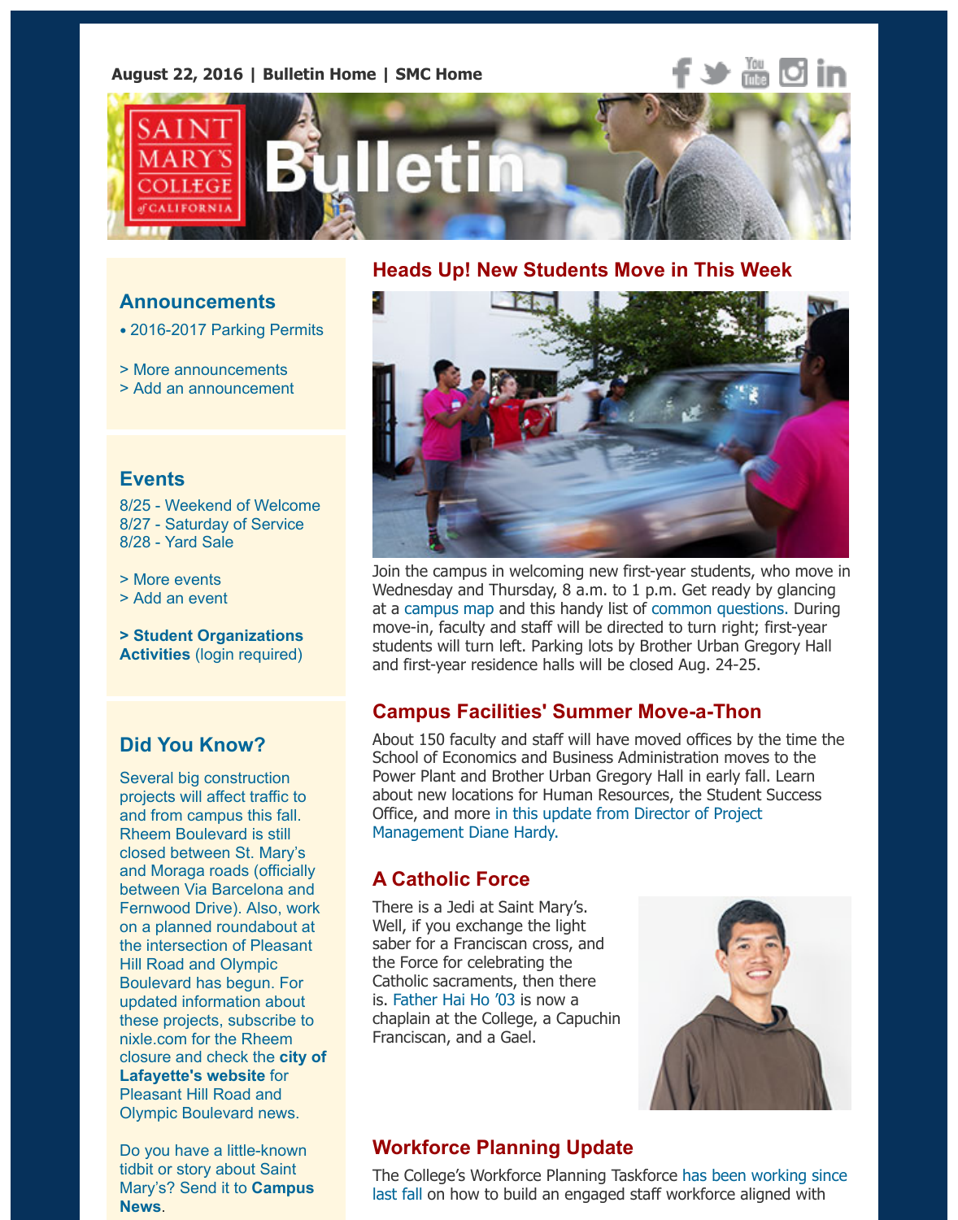August 22, 2016 | Bulletin Home | SMC Home

# Saint Mary's College of California Bulletin

## Heads Up! New Students Move in This Week

Join the campus in welcoming new first-year students, who move in Wednesday and Thursday, 8 a.m. to 1 p.m. Get ready by glancing at a campus map and this handy list of common questions. During move-in, faculty and staff will be directed to turn right; first-year students will turn left. Parking lots by Brother Urban Gregory Hall and first-year residence halls will be closed Aug. 24-25.

## Campus Facilities' Summer Move-a-Thon

About 150 faculty and staff will have moved offices by the time the School of Economics and Business Administration moves to the Power Plant and Brother Urban Gregory Hall in early fall. Learn about new locations for Human Resources, the Student Success Office, and more in this update from Director of Project Management Diane Hardy.

## A Catholic Force

There is a Jedi at Saint Mary's. Well, if you exchange the light saber for a Franciscan cross, and the Force for celebrating the Catholic sacraments, then there is. Father Hai Ho '03 is now a chaplain at the College, a Capuchin Franciscan, and a Gael.

## Workforce Planning Update

The College's Workforce Planning Taskforce has been working since last fall on how to build an engaged staff workforce aligned with

## Announcements

- 2016-2017 Parking Permits

> More announcements
> Add an announcement

## Events

8/25 - Weekend of Welcome
8/27 - Saturday of Service
8/28 - Yard Sale

> More events
> Add an event

**> Student Organizations Activities** (login required)

## Did You Know?

Several big construction projects will affect traffic to and from campus this fall. Rheem Boulevard is still closed between St. Mary's and Moraga roads (officially between Via Barcelona and Fernwood Drive). Also, work on a planned roundabout at the intersection of Pleasant Hill Road and Olympic Boulevard has begun. For updated information about these projects, subscribe to nixle.com for the Rheem closure and check the **city of Lafayette's website** for Pleasant Hill Road and Olympic Boulevard news.

Do you have a little-known tidbit or story about Saint Mary's? Send it to **Campus News**.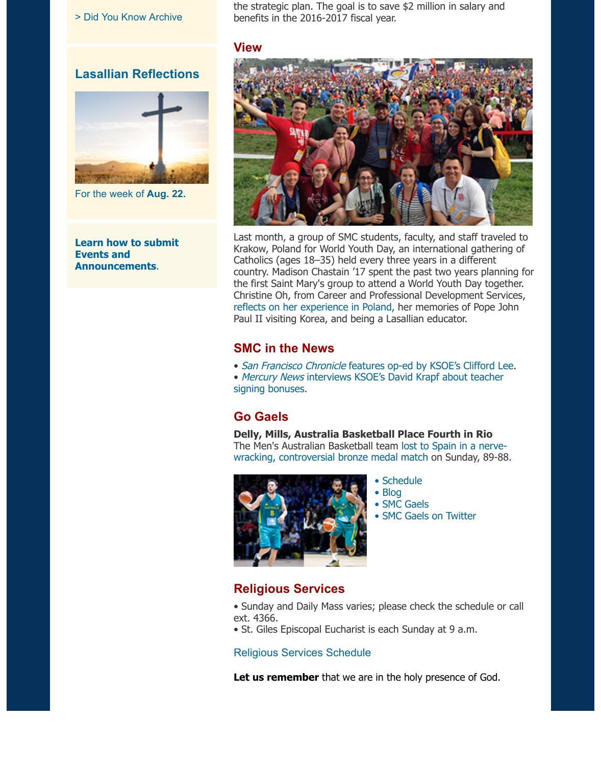[> Did You Know Archive](#)

## Lasallian Reflections

For the week of **Aug. 22.**

**Learn how to submit Events and Announcements**.

the strategic plan. The goal is to save $2 million in salary and benefits in the 2016-2017 fiscal year.

## View

Last month, a group of SMC students, faculty, and staff traveled to Krakow, Poland for World Youth Day, an international gathering of Catholics (ages 18–35) held every three years in a different country. Madison Chastain ’17 spent the past two years planning for the first Saint Mary's group to attend a World Youth Day together. Christine Oh, from Career and Professional Development Services, reflects on her experience in Poland, her memories of Pope John Paul II visiting Korea, and being a Lasallian educator.

## SMC in the News

• *San Francisco Chronicle* features op-ed by KSOE’s Clifford Lee.
• *Mercury News* interviews KSOE’s David Krapf about teacher signing bonuses.

## Go Gaels

**Delly, Mills, Australia Basketball Place Fourth in Rio**
The Men's Australian Basketball team lost to Spain in a nerve-wracking, controversial bronze medal match on Sunday, 89-88.

• Schedule
• Blog
• SMC Gaels
• SMC Gaels on Twitter

## Religious Services

• Sunday and Daily Mass varies; please check the schedule or call ext. 4366.
• St. Giles Episcopal Eucharist is each Sunday at 9 a.m.

Religious Services Schedule

**Let us remember** that we are in the holy presence of God.